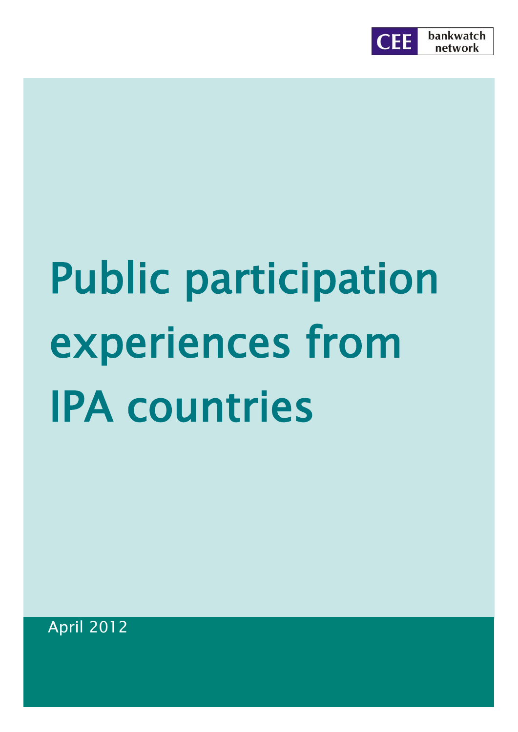CEE bankwatch network

# Public participation experiences from IPA countries

April 2012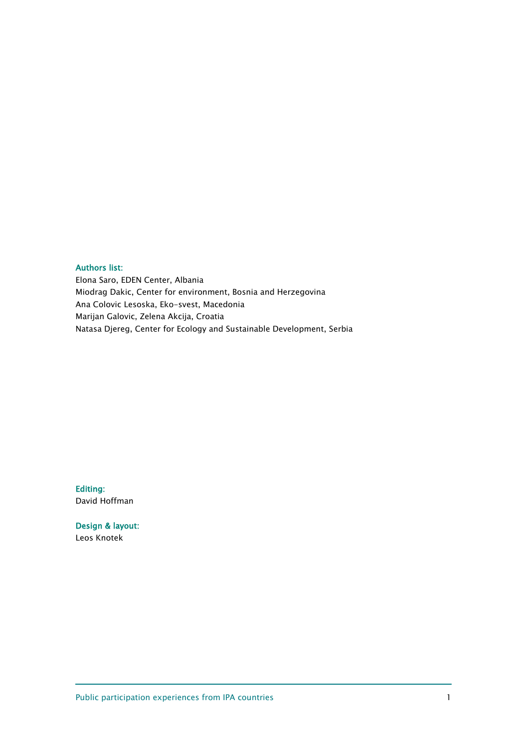**Authors list:**

Elona Saro, EDEN Center, Albania
Miodrag Dakic, Center for environment, Bosnia and Herzegovina
Ana Colovic Lesoska, Eko-svest, Macedonia
Marijan Galovic, Zelena Akcija, Croatia
Natasa Djereg, Center for Ecology and Sustainable Development, Serbia

**Editing:**

David Hoffman

**Design & layout:**

Leos Knotek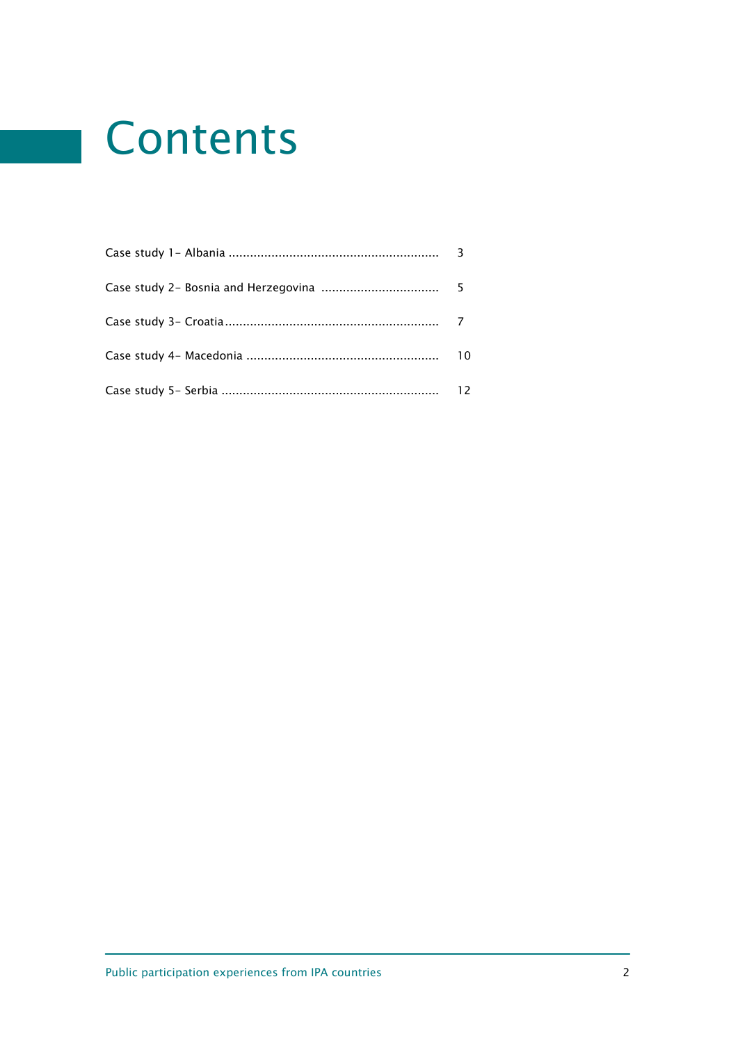# Contents

Case study 1- Albania .......................................................... 3

Case study 2- Bosnia and Herzegovina ................................ 5

Case study 3- Croatia........................................................... 7

Case study 4- Macedonia ..................................................... 10

Case study 5- Serbia ............................................................ 12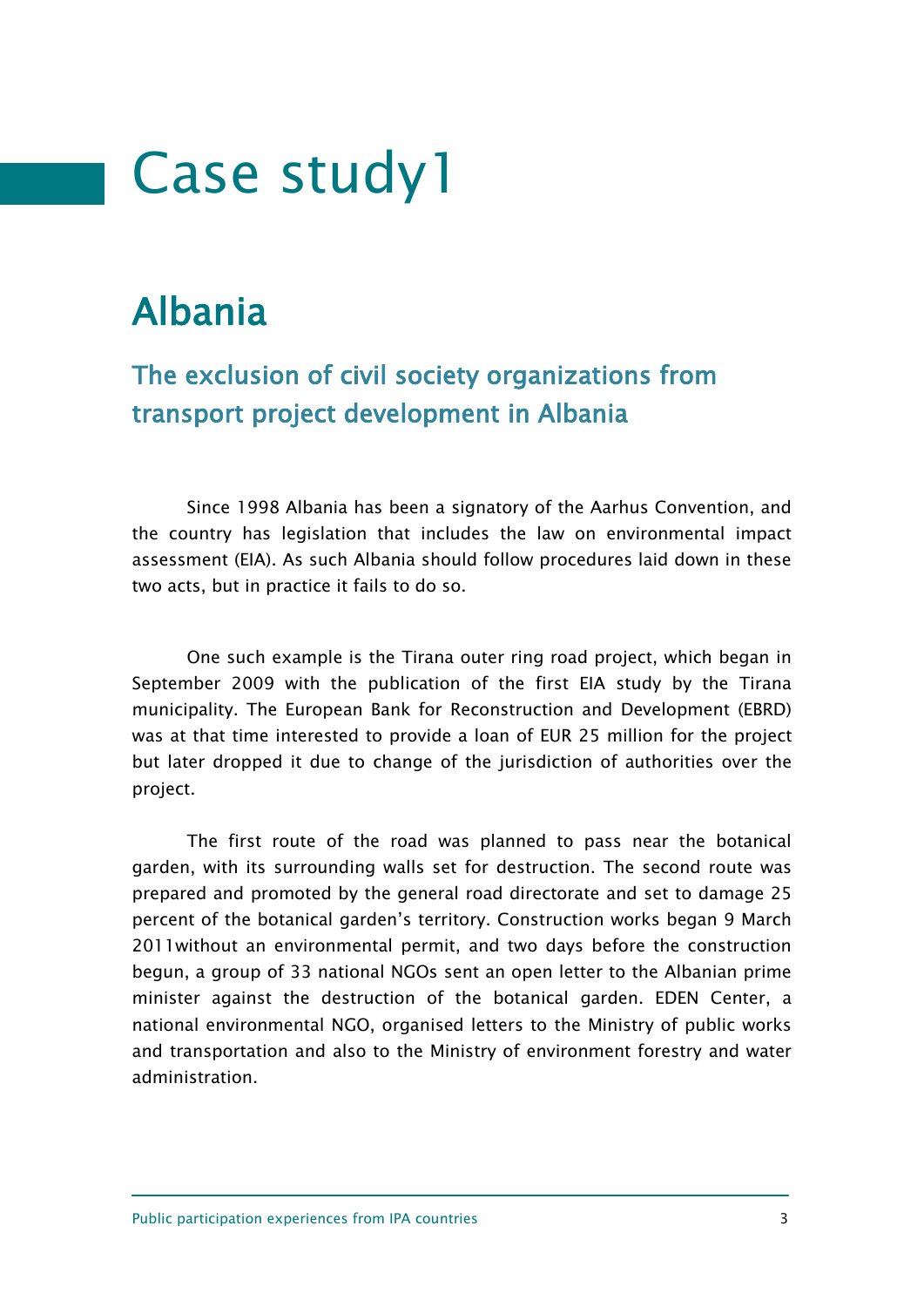# Case study1

## Albania

### The exclusion of civil society organizations from transport project development in Albania

Since 1998 Albania has been a signatory of the Aarhus Convention, and the country has legislation that includes the law on environmental impact assessment (EIA). As such Albania should follow procedures laid down in these two acts, but in practice it fails to do so.

One such example is the Tirana outer ring road project, which began in September 2009 with the publication of the first EIA study by the Tirana municipality. The European Bank for Reconstruction and Development (EBRD) was at that time interested to provide a loan of EUR 25 million for the project but later dropped it due to change of the jurisdiction of authorities over the project.

The first route of the road was planned to pass near the botanical garden, with its surrounding walls set for destruction. The second route was prepared and promoted by the general road directorate and set to damage 25 percent of the botanical garden's territory. Construction works began 9 March 2011without an environmental permit, and two days before the construction begun, a group of 33 national NGOs sent an open letter to the Albanian prime minister against the destruction of the botanical garden. EDEN Center, a national environmental NGO, organised letters to the Ministry of public works and transportation and also to the Ministry of environment forestry and water administration.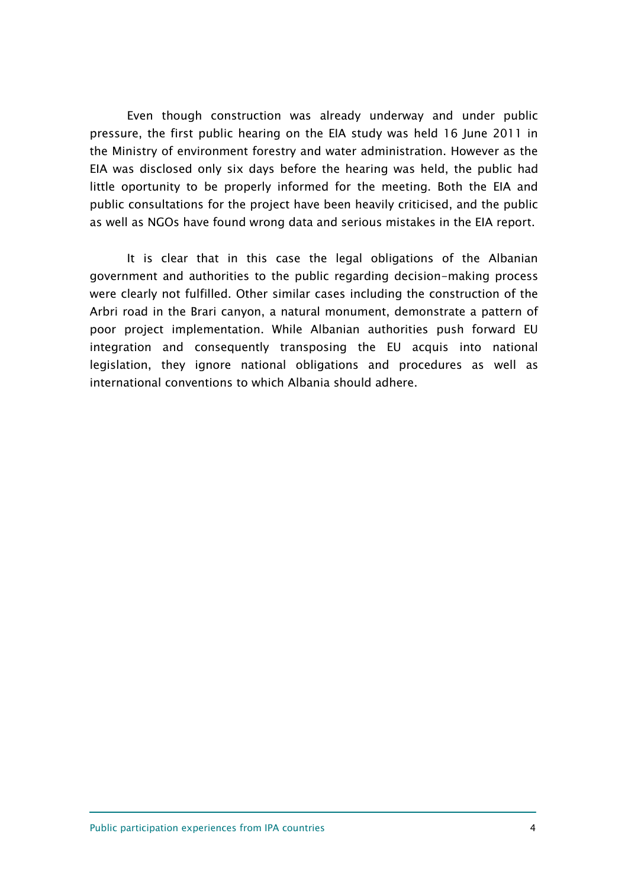Even though construction was already underway and under public pressure, the first public hearing on the EIA study was held 16 June 2011 in the Ministry of environment forestry and water administration. However as the EIA was disclosed only six days before the hearing was held, the public had little oportunity to be properly informed for the meeting. Both the EIA and public consultations for the project have been heavily criticised, and the public as well as NGOs have found wrong data and serious mistakes in the EIA report.

It is clear that in this case the legal obligations of the Albanian government and authorities to the public regarding decision-making process were clearly not fulfilled. Other similar cases including the construction of the Arbri road in the Brari canyon, a natural monument, demonstrate a pattern of poor project implementation. While Albanian authorities push forward EU integration and consequently transposing the EU acquis into national legislation, they ignore national obligations and procedures as well as international conventions to which Albania should adhere.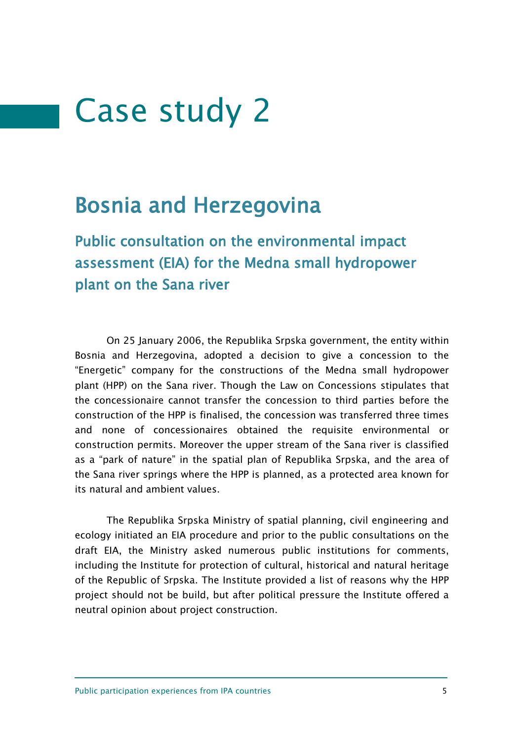# Case study 2

## Bosnia and Herzegovina

### Public consultation on the environmental impact assessment (EIA) for the Medna small hydropower plant on the Sana river

On 25 January 2006, the Republika Srpska government, the entity within Bosnia and Herzegovina, adopted a decision to give a concession to the "Energetic" company for the constructions of the Medna small hydropower plant (HPP) on the Sana river. Though the Law on Concessions stipulates that the concessionaire cannot transfer the concession to third parties before the construction of the HPP is finalised, the concession was transferred three times and none of concessionaires obtained the requisite environmental or construction permits. Moreover the upper stream of the Sana river is classified as a "park of nature" in the spatial plan of Republika Srpska, and the area of the Sana river springs where the HPP is planned, as a protected area known for its natural and ambient values.

The Republika Srpska Ministry of spatial planning, civil engineering and ecology initiated an EIA procedure and prior to the public consultations on the draft EIA, the Ministry asked numerous public institutions for comments, including the Institute for protection of cultural, historical and natural heritage of the Republic of Srpska. The Institute provided a list of reasons why the HPP project should not be build, but after political pressure the Institute offered a neutral opinion about project construction.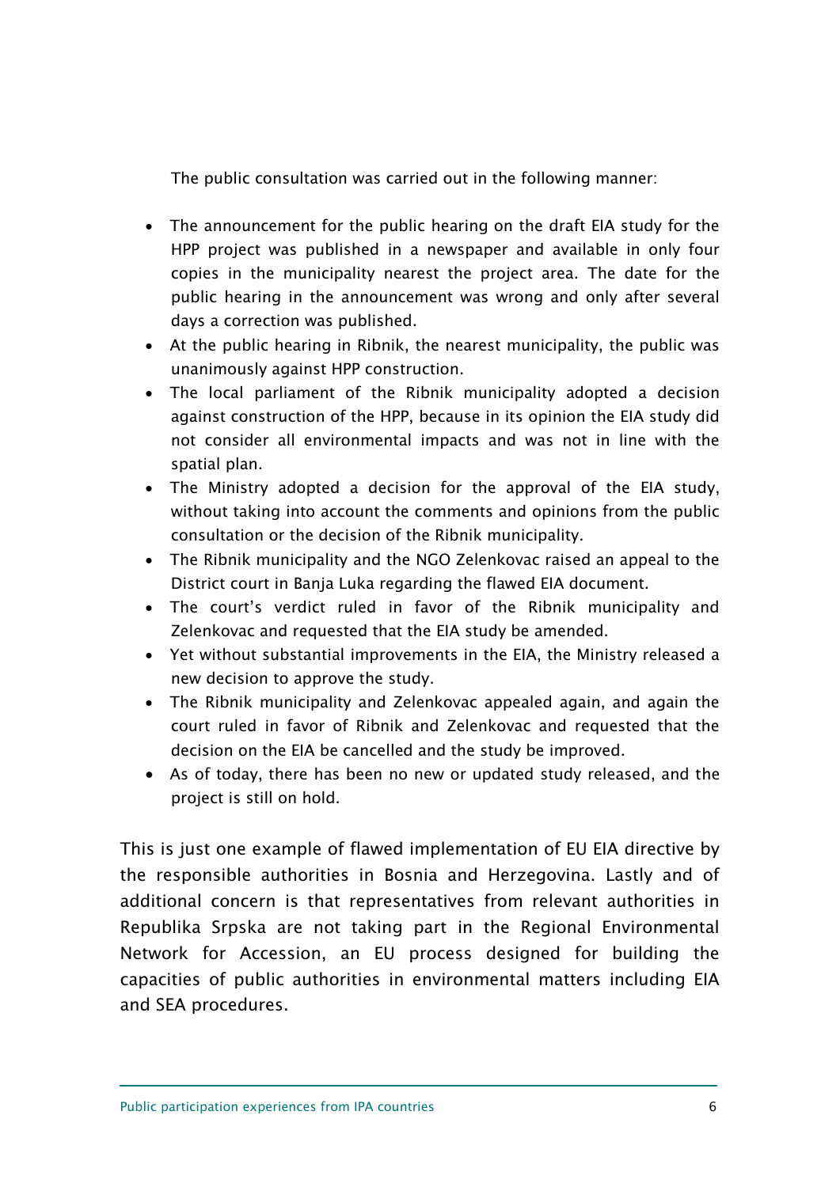The public consultation was carried out in the following manner:

- The announcement for the public hearing on the draft EIA study for the HPP project was published in a newspaper and available in only four copies in the municipality nearest the project area. The date for the public hearing in the announcement was wrong and only after several days a correction was published.
- At the public hearing in Ribnik, the nearest municipality, the public was unanimously against HPP construction.
- The local parliament of the Ribnik municipality adopted a decision against construction of the HPP, because in its opinion the EIA study did not consider all environmental impacts and was not in line with the spatial plan.
- The Ministry adopted a decision for the approval of the EIA study, without taking into account the comments and opinions from the public consultation or the decision of the Ribnik municipality.
- The Ribnik municipality and the NGO Zelenkovac raised an appeal to the District court in Banja Luka regarding the flawed EIA document.
- The court's verdict ruled in favor of the Ribnik municipality and Zelenkovac and requested that the EIA study be amended.
- Yet without substantial improvements in the EIA, the Ministry released a new decision to approve the study.
- The Ribnik municipality and Zelenkovac appealed again, and again the court ruled in favor of Ribnik and Zelenkovac and requested that the decision on the EIA be cancelled and the study be improved.
- As of today, there has been no new or updated study released, and the project is still on hold.

This is just one example of flawed implementation of EU EIA directive by the responsible authorities in Bosnia and Herzegovina. Lastly and of additional concern is that representatives from relevant authorities in Republika Srpska are not taking part in the Regional Environmental Network for Accession, an EU process designed for building the capacities of public authorities in environmental matters including EIA and SEA procedures.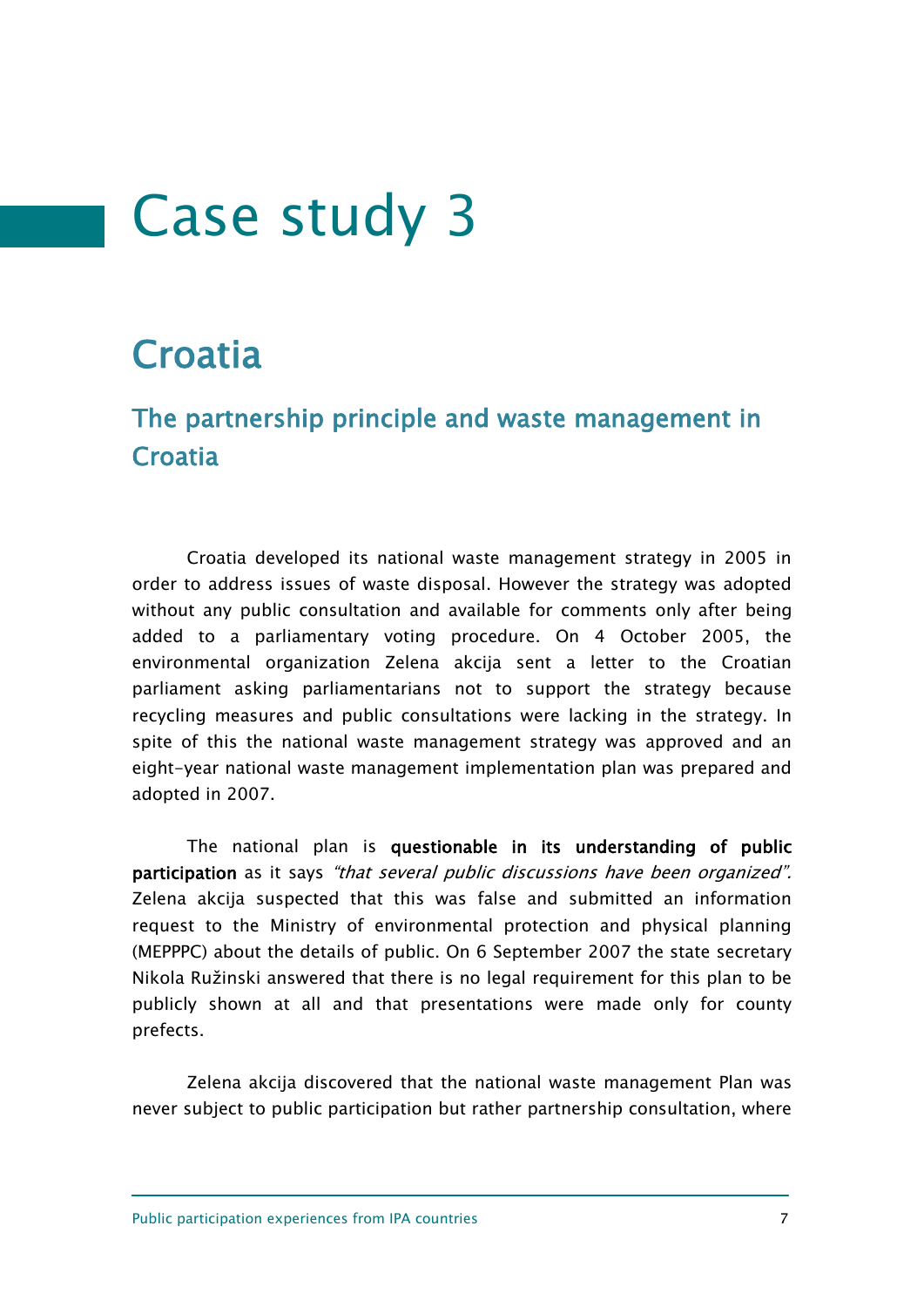# Case study 3

## Croatia

### The partnership principle and waste management in Croatia

Croatia developed its national waste management strategy in 2005 in order to address issues of waste disposal. However the strategy was adopted without any public consultation and available for comments only after being added to a parliamentary voting procedure. On 4 October 2005, the environmental organization Zelena akcija sent a letter to the Croatian parliament asking parliamentarians not to support the strategy because recycling measures and public consultations were lacking in the strategy. In spite of this the national waste management strategy was approved and an eight-year national waste management implementation plan was prepared and adopted in 2007.

The national plan is **questionable in its understanding of public participation** as it says *"that several public discussions have been organized".* Zelena akcija suspected that this was false and submitted an information request to the Ministry of environmental protection and physical planning (MEPPPC) about the details of public. On 6 September 2007 the state secretary Nikola Ružinski answered that there is no legal requirement for this plan to be publicly shown at all and that presentations were made only for county prefects.

Zelena akcija discovered that the national waste management Plan was never subject to public participation but rather partnership consultation, where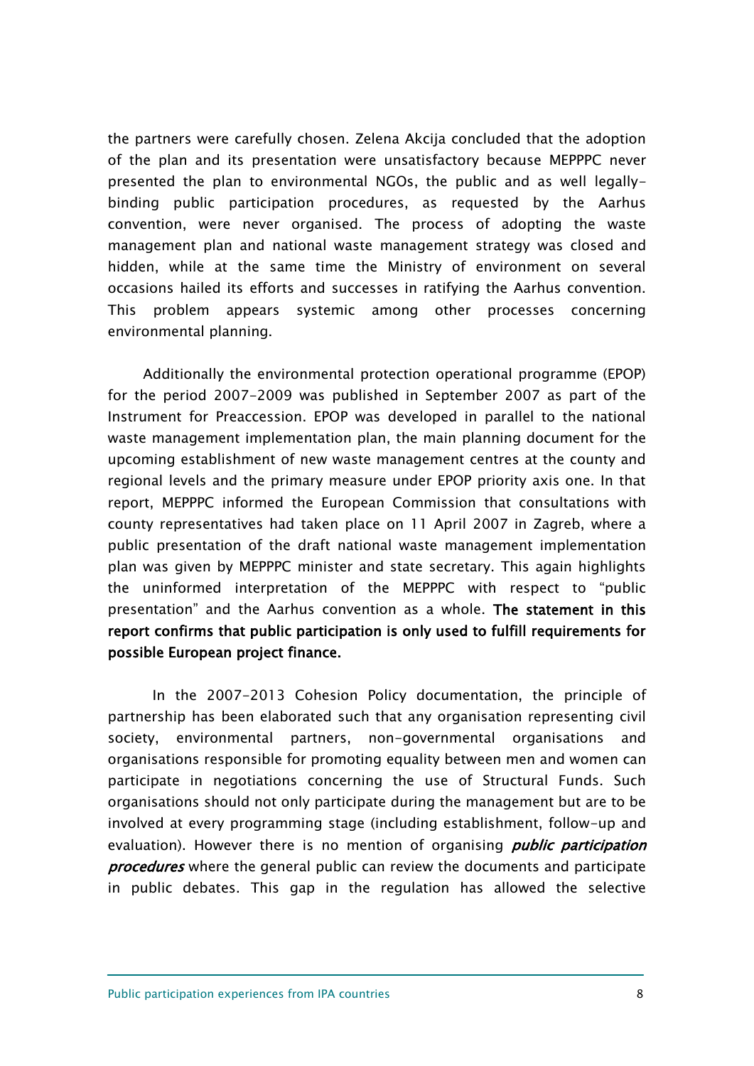the partners were carefully chosen. Zelena Akcija concluded that the adoption of the plan and its presentation were unsatisfactory because MEPPPC never presented the plan to environmental NGOs, the public and as well legally-binding public participation procedures, as requested by the Aarhus convention, were never organised. The process of adopting the waste management plan and national waste management strategy was closed and hidden, while at the same time the Ministry of environment on several occasions hailed its efforts and successes in ratifying the Aarhus convention. This problem appears systemic among other processes concerning environmental planning.

Additionally the environmental protection operational programme (EPOP) for the period 2007-2009 was published in September 2007 as part of the Instrument for Preaccession. EPOP was developed in parallel to the national waste management implementation plan, the main planning document for the upcoming establishment of new waste management centres at the county and regional levels and the primary measure under EPOP priority axis one. In that report, MEPPPC informed the European Commission that consultations with county representatives had taken place on 11 April 2007 in Zagreb, where a public presentation of the draft national waste management implementation plan was given by MEPPPC minister and state secretary. This again highlights the uninformed interpretation of the MEPPPC with respect to "public presentation" and the Aarhus convention as a whole. **The statement in this report confirms that public participation is only used to fulfill requirements for possible European project finance.**

In the 2007-2013 Cohesion Policy documentation, the principle of partnership has been elaborated such that any organisation representing civil society, environmental partners, non-governmental organisations and organisations responsible for promoting equality between men and women can participate in negotiations concerning the use of Structural Funds. Such organisations should not only participate during the management but are to be involved at every programming stage (including establishment, follow-up and evaluation). However there is no mention of organising ***public participation procedures*** where the general public can review the documents and participate in public debates. This gap in the regulation has allowed the selective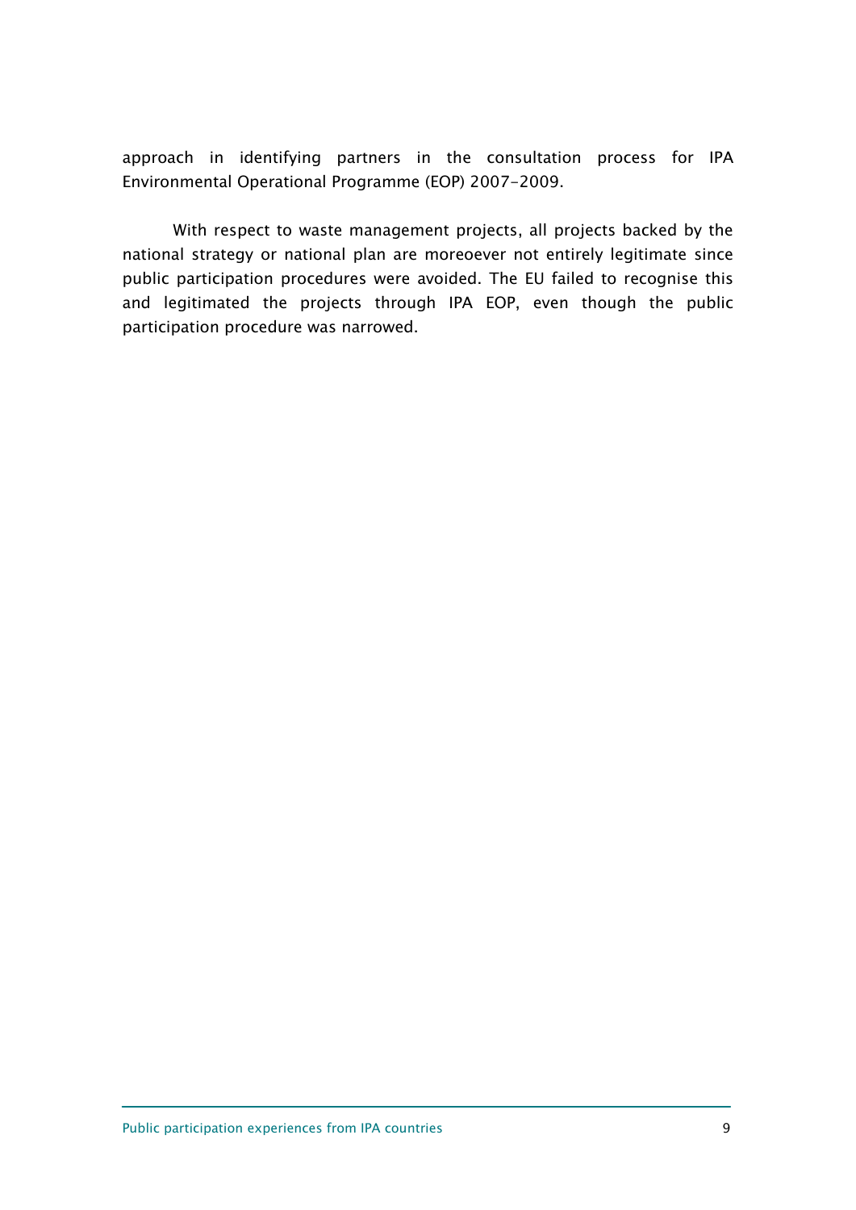approach in identifying partners in the consultation process for IPA Environmental Operational Programme (EOP) 2007-2009.

With respect to waste management projects, all projects backed by the national strategy or national plan are moreoever not entirely legitimate since public participation procedures were avoided. The EU failed to recognise this and legitimated the projects through IPA EOP, even though the public participation procedure was narrowed.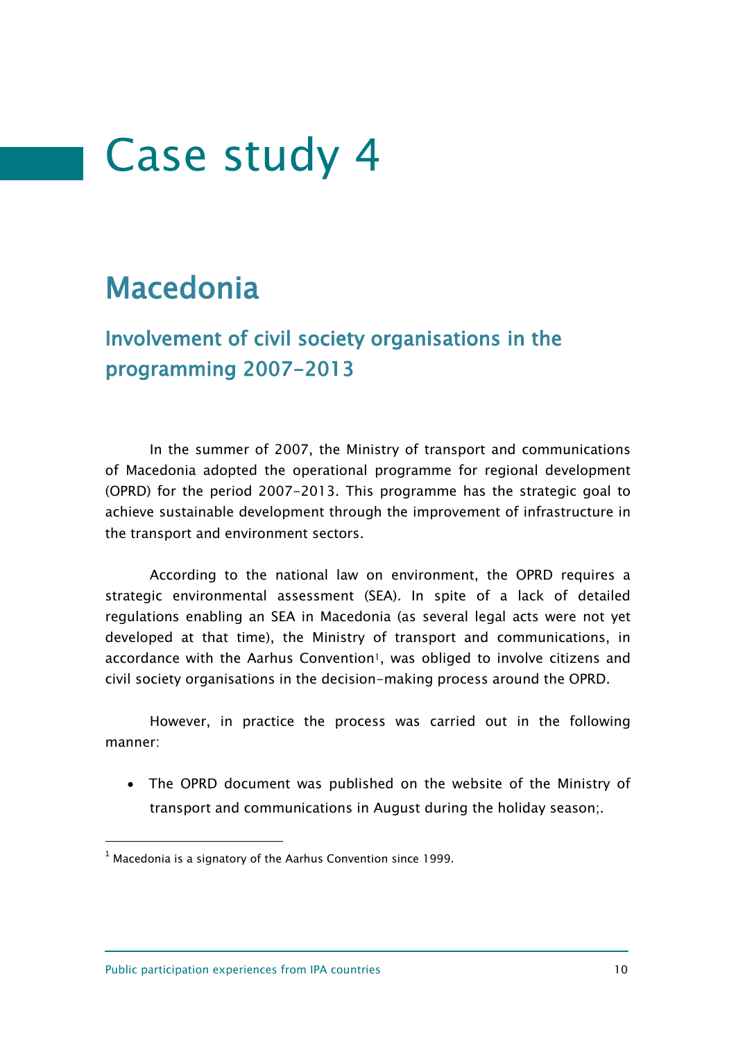# Case study 4

## Macedonia

### Involvement of civil society organisations in the programming 2007-2013

In the summer of 2007, the Ministry of transport and communications of Macedonia adopted the operational programme for regional development (OPRD) for the period 2007-2013. This programme has the strategic goal to achieve sustainable development through the improvement of infrastructure in the transport and environment sectors.

According to the national law on environment, the OPRD requires a strategic environmental assessment (SEA). In spite of a lack of detailed regulations enabling an SEA in Macedonia (as several legal acts were not yet developed at that time), the Ministry of transport and communications, in accordance with the Aarhus Convention[1], was obliged to involve citizens and civil society organisations in the decision-making process around the OPRD.

However, in practice the process was carried out in the following manner:

- The OPRD document was published on the website of the Ministry of transport and communications in August during the holiday season;.

---

[1] Macedonia is a signatory of the Aarhus Convention since 1999.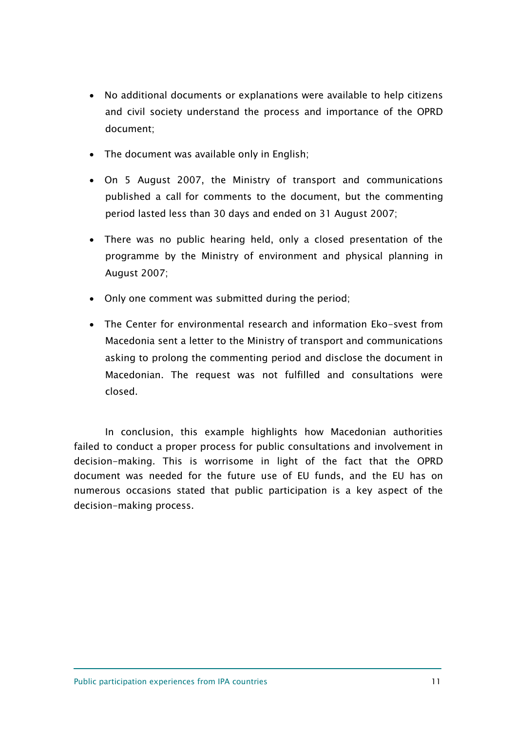- No additional documents or explanations were available to help citizens and civil society understand the process and importance of the OPRD document;
- The document was available only in English;
- On 5 August 2007, the Ministry of transport and communications published a call for comments to the document, but the commenting period lasted less than 30 days and ended on 31 August 2007;
- There was no public hearing held, only a closed presentation of the programme by the Ministry of environment and physical planning in August 2007;
- Only one comment was submitted during the period;
- The Center for environmental research and information Eko-svest from Macedonia sent a letter to the Ministry of transport and communications asking to prolong the commenting period and disclose the document in Macedonian. The request was not fulfilled and consultations were closed.

In conclusion, this example highlights how Macedonian authorities failed to conduct a proper process for public consultations and involvement in decision-making. This is worrisome in light of the fact that the OPRD document was needed for the future use of EU funds, and the EU has on numerous occasions stated that public participation is a key aspect of the decision-making process.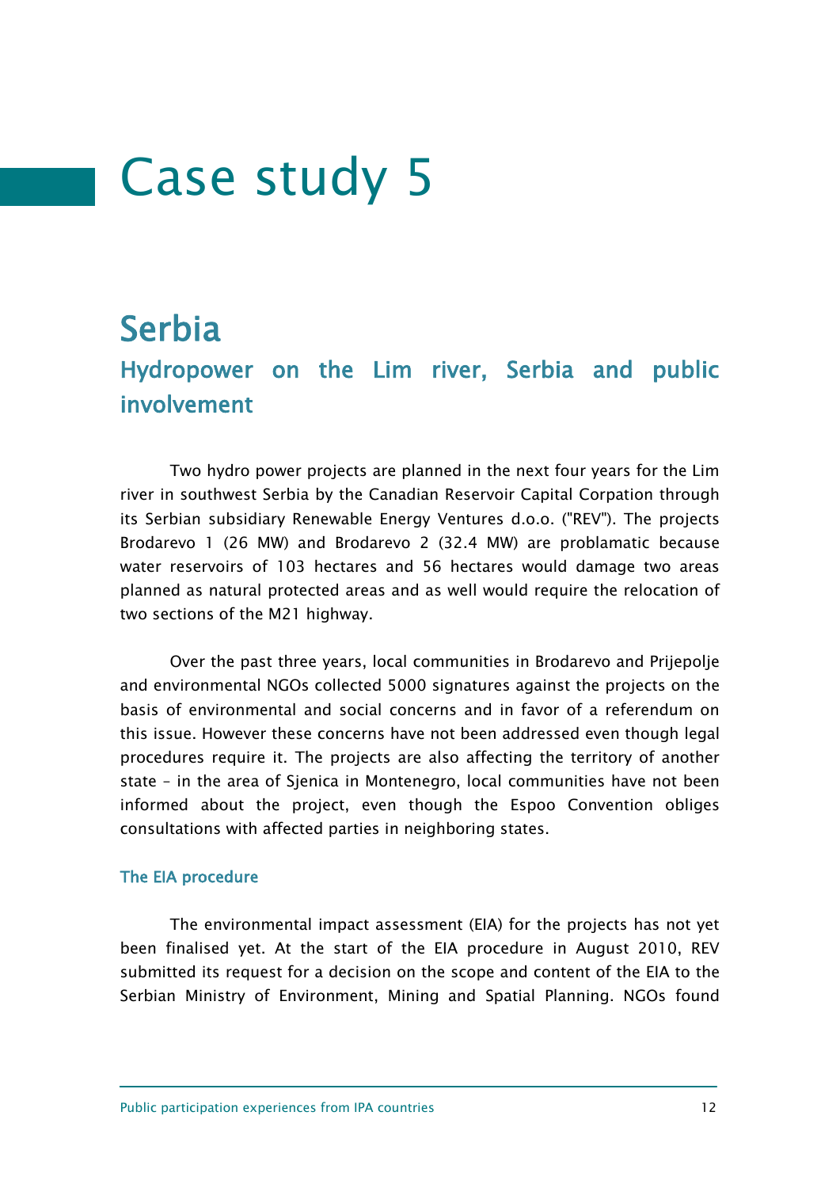# Case study 5

## Serbia

### Hydropower on the Lim river, Serbia and public involvement

Two hydro power projects are planned in the next four years for the Lim river in southwest Serbia by the Canadian Reservoir Capital Corpation through its Serbian subsidiary Renewable Energy Ventures d.o.o. ("REV"). The projects Brodarevo 1 (26 MW) and Brodarevo 2 (32.4 MW) are problamatic because water reservoirs of 103 hectares and 56 hectares would damage two areas planned as natural protected areas and as well would require the relocation of two sections of the M21 highway.

Over the past three years, local communities in Brodarevo and Prijepolje and environmental NGOs collected 5000 signatures against the projects on the basis of environmental and social concerns and in favor of a referendum on this issue. However these concerns have not been addressed even though legal procedures require it. The projects are also affecting the territory of another state – in the area of Sjenica in Montenegro, local communities have not been informed about the project, even though the Espoo Convention obliges consultations with affected parties in neighboring states.

#### The EIA procedure

The environmental impact assessment (EIA) for the projects has not yet been finalised yet. At the start of the EIA procedure in August 2010, REV submitted its request for a decision on the scope and content of the EIA to the Serbian Ministry of Environment, Mining and Spatial Planning. NGOs found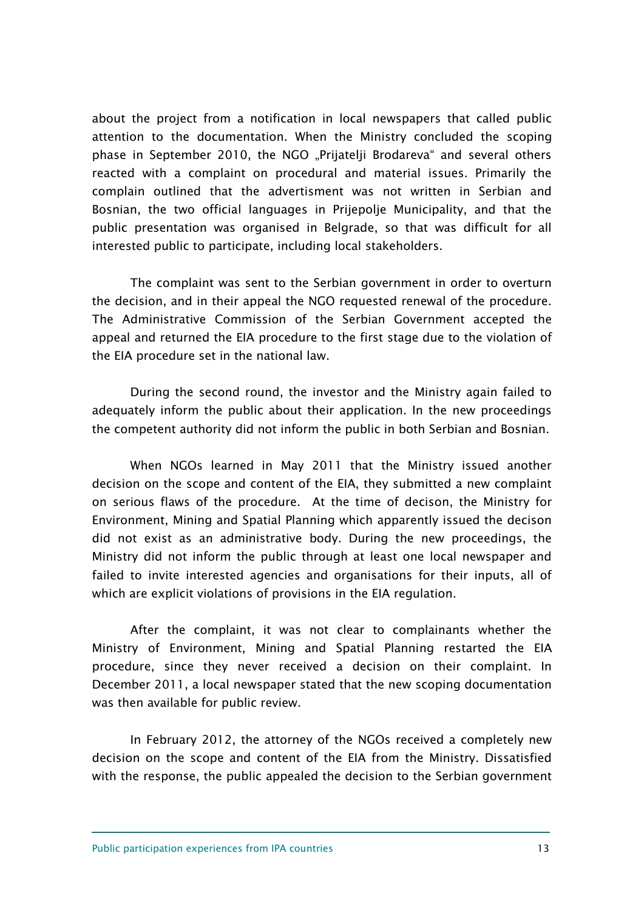about the project from a notification in local newspapers that called public attention to the documentation. When the Ministry concluded the scoping phase in September 2010, the NGO „Prijatelji Brodareva" and several others reacted with a complaint on procedural and material issues. Primarily the complain outlined that the advertisment was not written in Serbian and Bosnian, the two official languages in Prijepolje Municipality, and that the public presentation was organised in Belgrade, so that was difficult for all interested public to participate, including local stakeholders.

The complaint was sent to the Serbian government in order to overturn the decision, and in their appeal the NGO requested renewal of the procedure. The Administrative Commission of the Serbian Government accepted the appeal and returned the EIA procedure to the first stage due to the violation of the EIA procedure set in the national law.

During the second round, the investor and the Ministry again failed to adequately inform the public about their application. In the new proceedings the competent authority did not inform the public in both Serbian and Bosnian.

When NGOs learned in May 2011 that the Ministry issued another decision on the scope and content of the EIA, they submitted a new complaint on serious flaws of the procedure. At the time of decison, the Ministry for Environment, Mining and Spatial Planning which apparently issued the decison did not exist as an administrative body. During the new proceedings, the Ministry did not inform the public through at least one local newspaper and failed to invite interested agencies and organisations for their inputs, all of which are explicit violations of provisions in the EIA regulation.

After the complaint, it was not clear to complainants whether the Ministry of Environment, Mining and Spatial Planning restarted the EIA procedure, since they never received a decision on their complaint. In December 2011, a local newspaper stated that the new scoping documentation was then available for public review.

In February 2012, the attorney of the NGOs received a completely new decision on the scope and content of the EIA from the Ministry. Dissatisfied with the response, the public appealed the decision to the Serbian government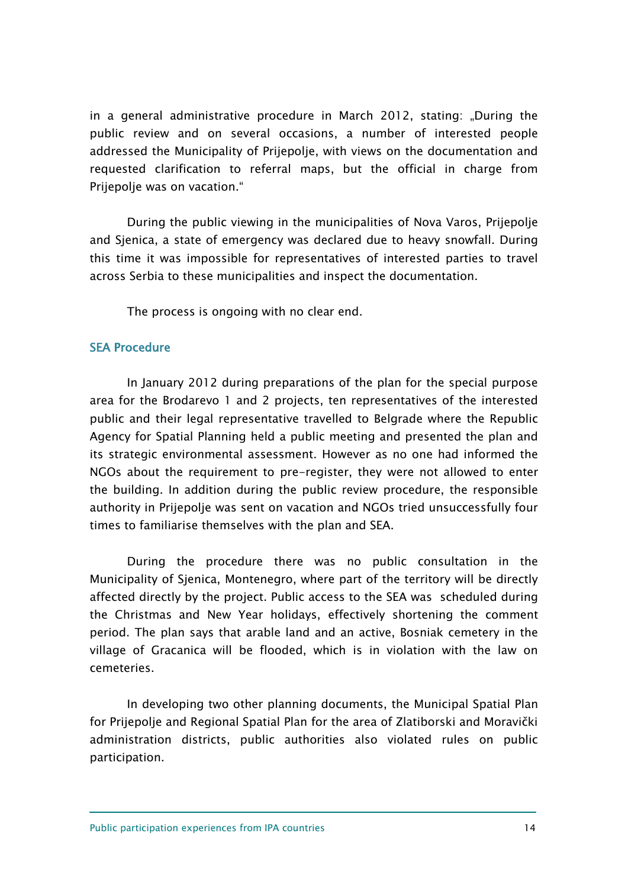in a general administrative procedure in March 2012, stating: „During the public review and on several occasions, a number of interested people addressed the Municipality of Prijepolje, with views on the documentation and requested clarification to referral maps, but the official in charge from Prijepolje was on vacation."

During the public viewing in the municipalities of Nova Varos, Prijepolje and Sjenica, a state of emergency was declared due to heavy snowfall. During this time it was impossible for representatives of interested parties to travel across Serbia to these municipalities and inspect the documentation.

The process is ongoing with no clear end.

### SEA Procedure

In January 2012 during preparations of the plan for the special purpose area for the Brodarevo 1 and 2 projects, ten representatives of the interested public and their legal representative travelled to Belgrade where the Republic Agency for Spatial Planning held a public meeting and presented the plan and its strategic environmental assessment. However as no one had informed the NGOs about the requirement to pre-register, they were not allowed to enter the building. In addition during the public review procedure, the responsible authority in Prijepolje was sent on vacation and NGOs tried unsuccessfully four times to familiarise themselves with the plan and SEA.

During the procedure there was no public consultation in the Municipality of Sjenica, Montenegro, where part of the territory will be directly affected directly by the project. Public access to the SEA was scheduled during the Christmas and New Year holidays, effectively shortening the comment period. The plan says that arable land and an active, Bosniak cemetery in the village of Gracanica will be flooded, which is in violation with the law on cemeteries.

In developing two other planning documents, the Municipal Spatial Plan for Prijepolje and Regional Spatial Plan for the area of Zlatiborski and Moravički administration districts, public authorities also violated rules on public participation.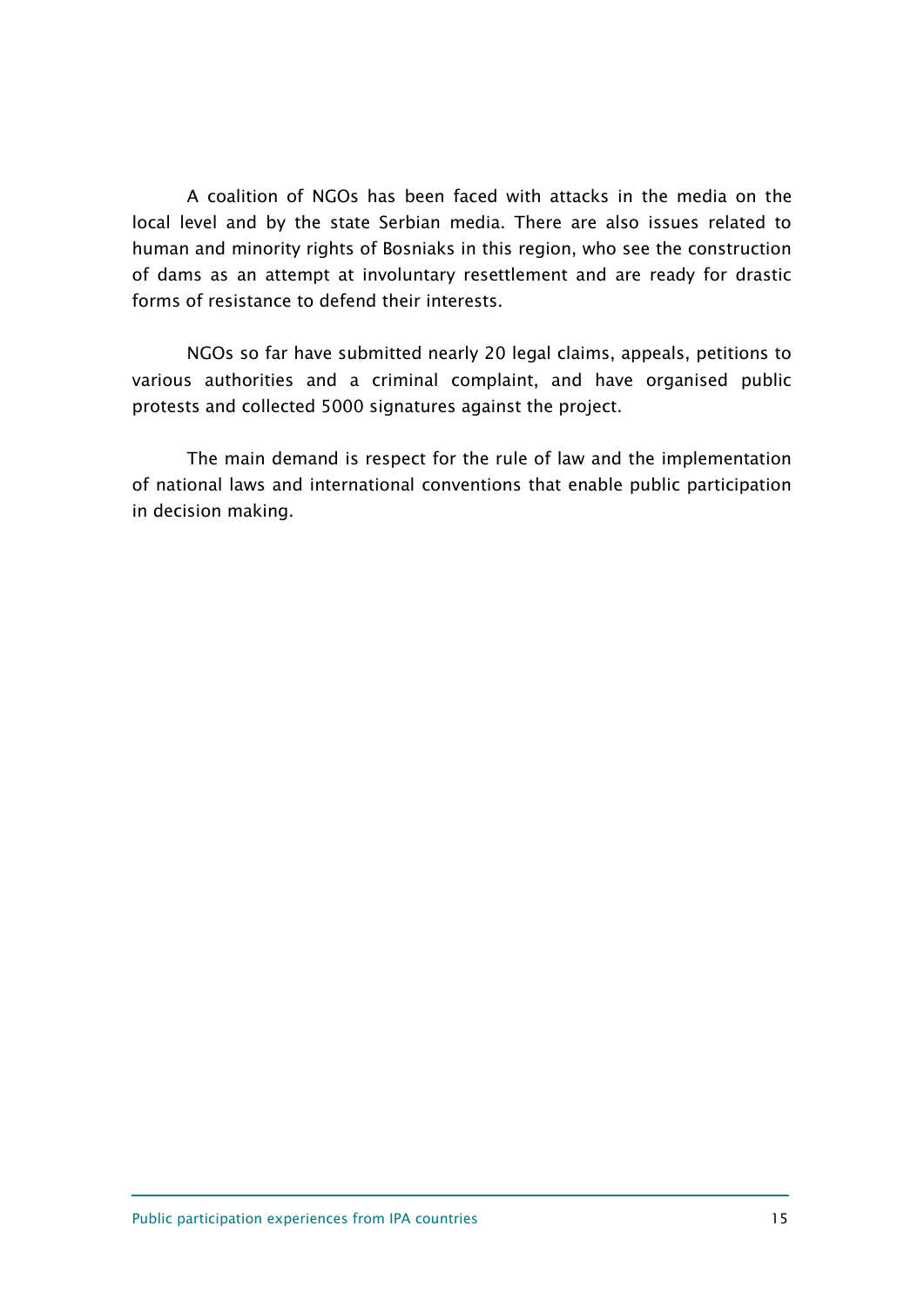A coalition of NGOs has been faced with attacks in the media on the local level and by the state Serbian media. There are also issues related to human and minority rights of Bosniaks in this region, who see the construction of dams as an attempt at involuntary resettlement and are ready for drastic forms of resistance to defend their interests.

NGOs so far have submitted nearly 20 legal claims, appeals, petitions to various authorities and a criminal complaint, and have organised public protests and collected 5000 signatures against the project.

The main demand is respect for the rule of law and the implementation of national laws and international conventions that enable public participation in decision making.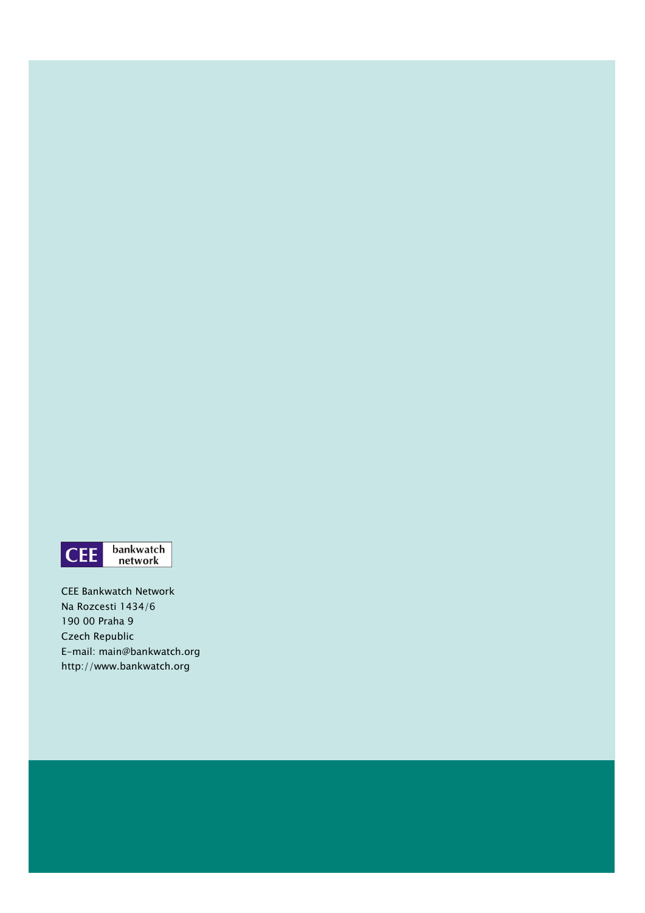CEE bankwatch network

CEE Bankwatch Network
Na Rozcesti 1434/6
190 00 Praha 9
Czech Republic
E-mail: main@bankwatch.org
http://www.bankwatch.org